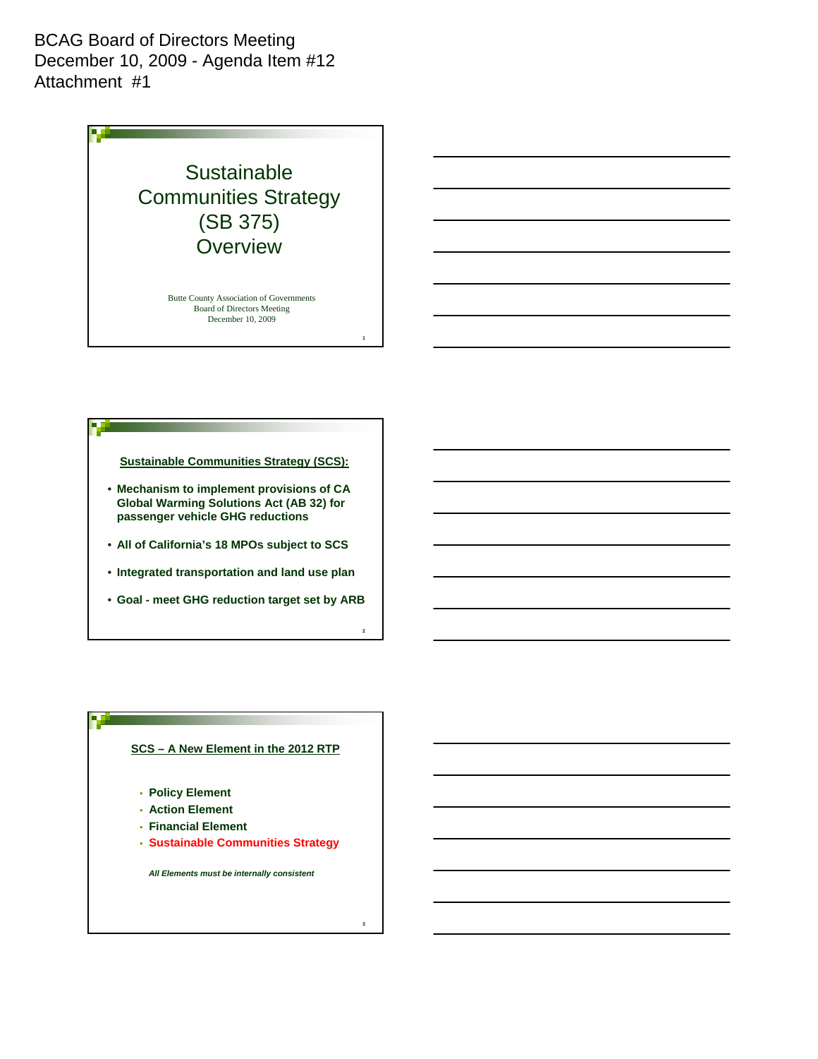BCAG Board of Directors Meeting
December 10, 2009 - Agenda Item #12
Attachment #1

# Sustainable Communities Strategy (SB 375) Overview

Butte County Association of Governments
Board of Directors Meeting
December 10, 2009

---

## Sustainable Communities Strategy (SCS):

- **Mechanism to implement provisions of CA Global Warming Solutions Act (AB 32) for passenger vehicle GHG reductions**
- **All of California's 18 MPOs subject to SCS**
- **Integrated transportation and land use plan**
- **Goal - meet GHG reduction target set by ARB**

---

## SCS – A New Element in the 2012 RTP

- **Policy Element**
- **Action Element**
- **Financial Element**
- **Sustainable Communities Strategy**

***All Elements must be internally consistent***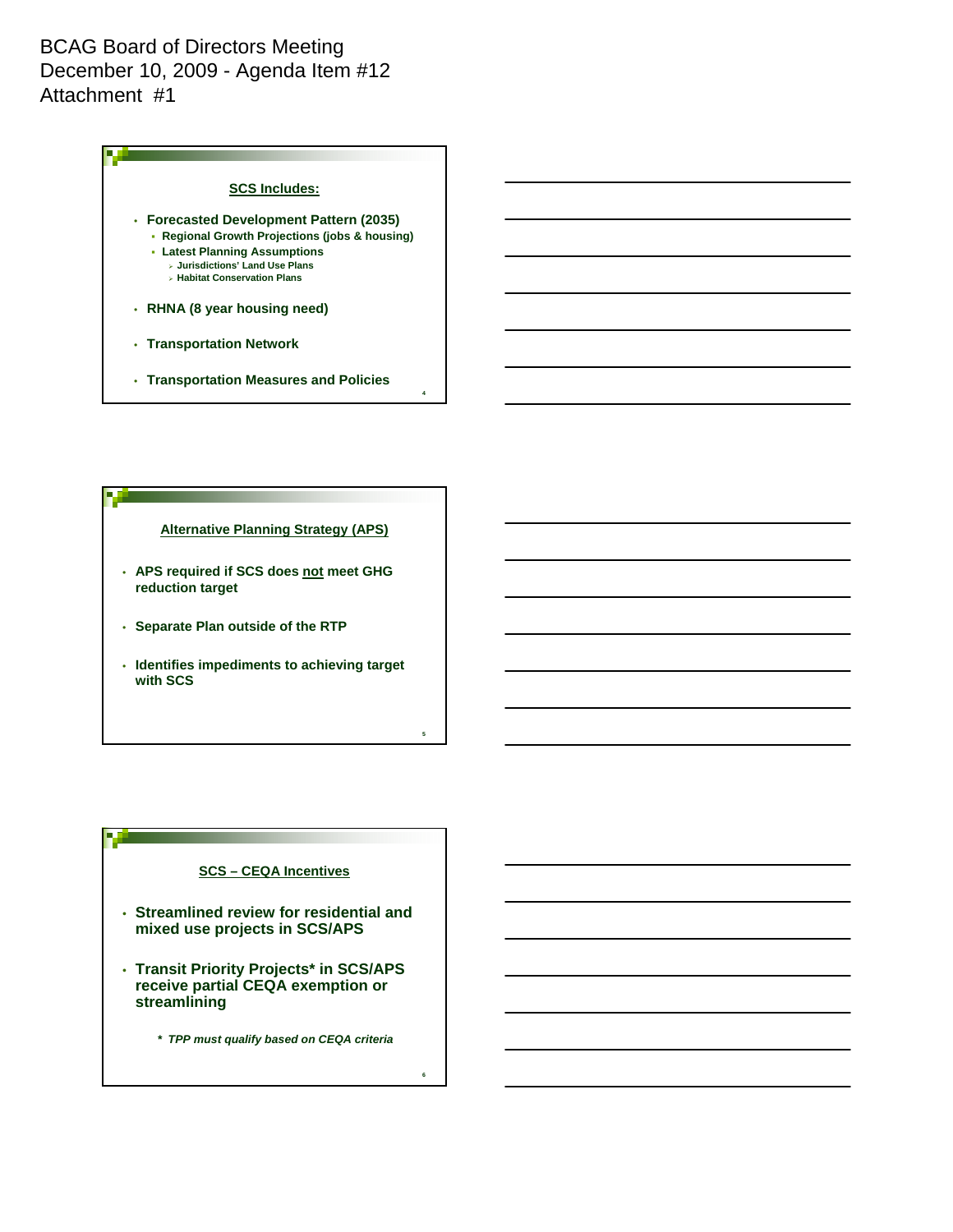BCAG Board of Directors Meeting
December 10, 2009 - Agenda Item #12
Attachment #1

## SCS Includes:

- **Forecasted Development Pattern (2035)**
  - **Regional Growth Projections (jobs & housing)**
  - **Latest Planning Assumptions**
    - **Jurisdictions' Land Use Plans**
    - **Habitat Conservation Plans**
- **RHNA (8 year housing need)**
- **Transportation Network**
- **Transportation Measures and Policies**

## Alternative Planning Strategy (APS)

- **APS required if SCS does not meet GHG reduction target**
- **Separate Plan outside of the RTP**
- **Identifies impediments to achieving target with SCS**

## SCS – CEQA Incentives

- **Streamlined review for residential and mixed use projects in SCS/APS**
- **Transit Priority Projects* in SCS/APS receive partial CEQA exemption or streamlining**

***\* TPP must qualify based on CEQA criteria***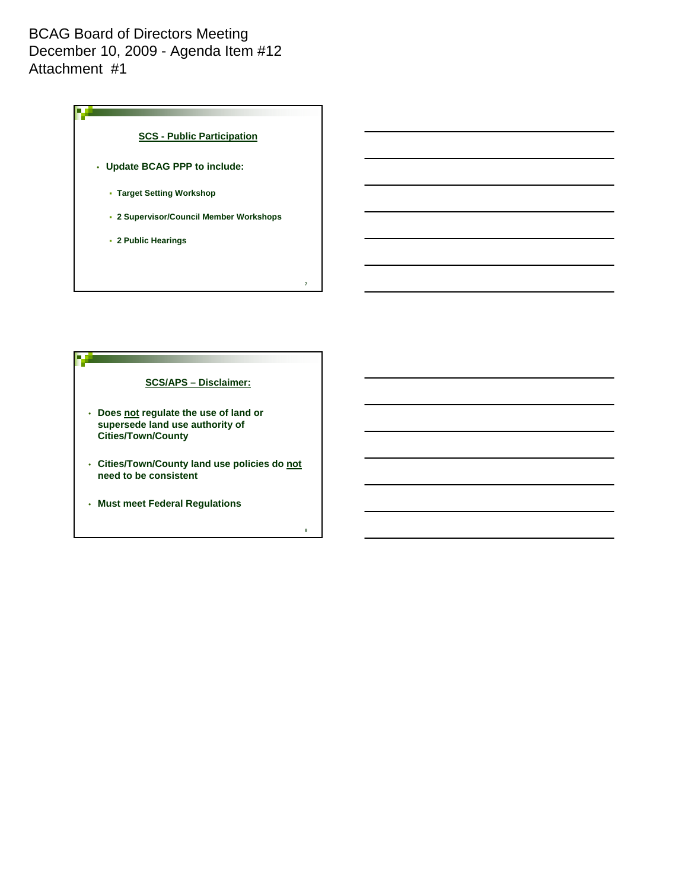BCAG Board of Directors Meeting
December 10, 2009 - Agenda Item #12
Attachment #1

## SCS - Public Participation

- **Update BCAG PPP to include:**
  - **Target Setting Workshop**
  - **2 Supervisor/Council Member Workshops**
  - **2 Public Hearings**

## SCS/APS – Disclaimer:

- **Does not regulate the use of land or supersede land use authority of Cities/Town/County**
- **Cities/Town/County land use policies do not need to be consistent**
- **Must meet Federal Regulations**